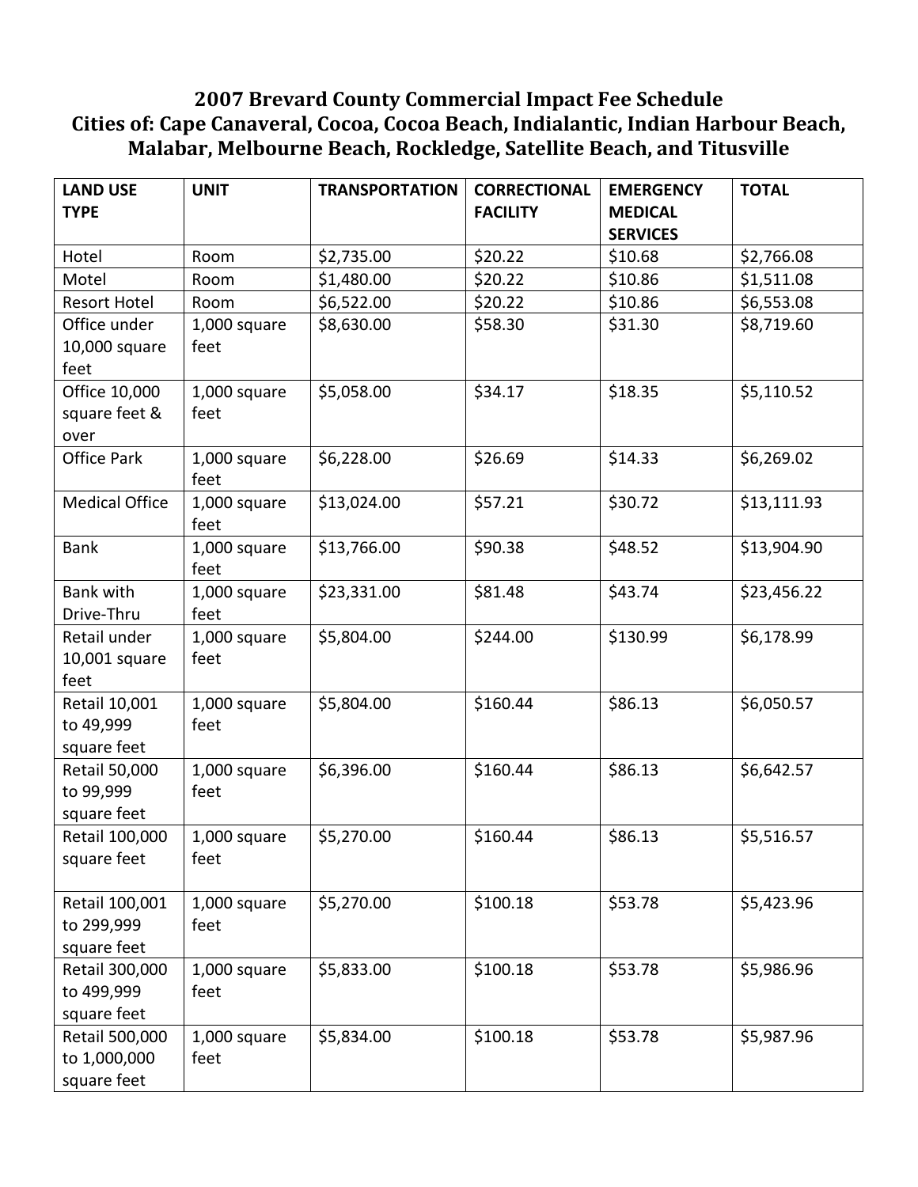# 2007 Brevard County Commercial Impact Fee Schedule
## Cities of: Cape Canaveral, Cocoa, Cocoa Beach, Indialantic, Indian Harbour Beach, Malabar, Melbourne Beach, Rockledge, Satellite Beach, and Titusville

| LAND USE TYPE | UNIT | TRANSPORTATION | CORRECTIONAL FACILITY | EMERGENCY MEDICAL SERVICES | TOTAL |
|---|---|---|---|---|---|
| Hotel | Room | $2,735.00 | $20.22 | $10.68 | $2,766.08 |
| Motel | Room | $1,480.00 | $20.22 | $10.86 | $1,511.08 |
| Resort Hotel | Room | $6,522.00 | $20.22 | $10.86 | $6,553.08 |
| Office under 10,000 square feet | 1,000 square feet | $8,630.00 | $58.30 | $31.30 | $8,719.60 |
| Office 10,000 square feet & over | 1,000 square feet | $5,058.00 | $34.17 | $18.35 | $5,110.52 |
| Office Park | 1,000 square feet | $6,228.00 | $26.69 | $14.33 | $6,269.02 |
| Medical Office | 1,000 square feet | $13,024.00 | $57.21 | $30.72 | $13,111.93 |
| Bank | 1,000 square feet | $13,766.00 | $90.38 | $48.52 | $13,904.90 |
| Bank with Drive-Thru | 1,000 square feet | $23,331.00 | $81.48 | $43.74 | $23,456.22 |
| Retail under 10,001 square feet | 1,000 square feet | $5,804.00 | $244.00 | $130.99 | $6,178.99 |
| Retail 10,001 to 49,999 square feet | 1,000 square feet | $5,804.00 | $160.44 | $86.13 | $6,050.57 |
| Retail 50,000 to 99,999 square feet | 1,000 square feet | $6,396.00 | $160.44 | $86.13 | $6,642.57 |
| Retail 100,000 square feet | 1,000 square feet | $5,270.00 | $160.44 | $86.13 | $5,516.57 |
| Retail 100,001 to 299,999 square feet | 1,000 square feet | $5,270.00 | $100.18 | $53.78 | $5,423.96 |
| Retail 300,000 to 499,999 square feet | 1,000 square feet | $5,833.00 | $100.18 | $53.78 | $5,986.96 |
| Retail 500,000 to 1,000,000 square feet | 1,000 square feet | $5,834.00 | $100.18 | $53.78 | $5,987.96 |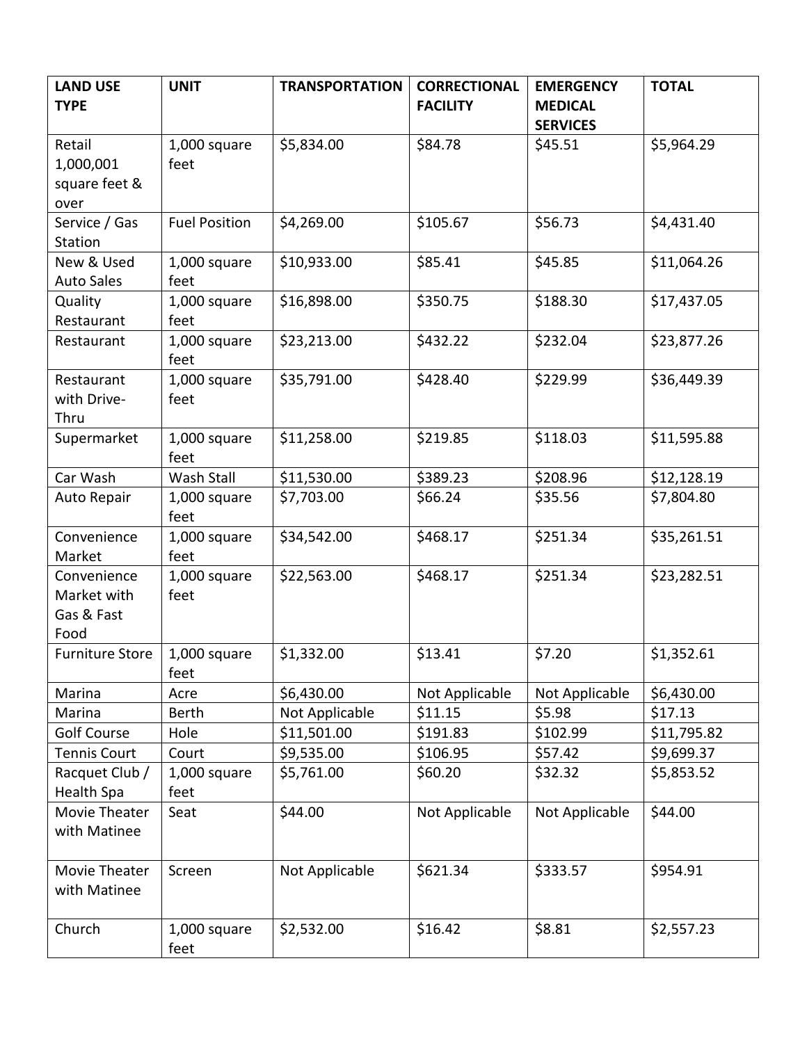| LAND USE TYPE | UNIT | TRANSPORTATION | CORRECTIONAL FACILITY | EMERGENCY MEDICAL SERVICES | TOTAL |
|---|---|---|---|---|---|
| Retail 1,000,001 square feet & over | 1,000 square feet | $5,834.00 | $84.78 | $45.51 | $5,964.29 |
| Service / Gas Station | Fuel Position | $4,269.00 | $105.67 | $56.73 | $4,431.40 |
| New & Used Auto Sales | 1,000 square feet | $10,933.00 | $85.41 | $45.85 | $11,064.26 |
| Quality Restaurant | 1,000 square feet | $16,898.00 | $350.75 | $188.30 | $17,437.05 |
| Restaurant | 1,000 square feet | $23,213.00 | $432.22 | $232.04 | $23,877.26 |
| Restaurant with Drive-Thru | 1,000 square feet | $35,791.00 | $428.40 | $229.99 | $36,449.39 |
| Supermarket | 1,000 square feet | $11,258.00 | $219.85 | $118.03 | $11,595.88 |
| Car Wash | Wash Stall | $11,530.00 | $389.23 | $208.96 | $12,128.19 |
| Auto Repair | 1,000 square feet | $7,703.00 | $66.24 | $35.56 | $7,804.80 |
| Convenience Market | 1,000 square feet | $34,542.00 | $468.17 | $251.34 | $35,261.51 |
| Convenience Market with Gas & Fast Food | 1,000 square feet | $22,563.00 | $468.17 | $251.34 | $23,282.51 |
| Furniture Store | 1,000 square feet | $1,332.00 | $13.41 | $7.20 | $1,352.61 |
| Marina | Acre | $6,430.00 | Not Applicable | Not Applicable | $6,430.00 |
| Marina | Berth | Not Applicable | $11.15 | $5.98 | $17.13 |
| Golf Course | Hole | $11,501.00 | $191.83 | $102.99 | $11,795.82 |
| Tennis Court | Court | $9,535.00 | $106.95 | $57.42 | $9,699.37 |
| Racquet Club / Health Spa | 1,000 square feet | $5,761.00 | $60.20 | $32.32 | $5,853.52 |
| Movie Theater with Matinee | Seat | $44.00 | Not Applicable | Not Applicable | $44.00 |
| Movie Theater with Matinee | Screen | Not Applicable | $621.34 | $333.57 | $954.91 |
| Church | 1,000 square feet | $2,532.00 | $16.42 | $8.81 | $2,557.23 |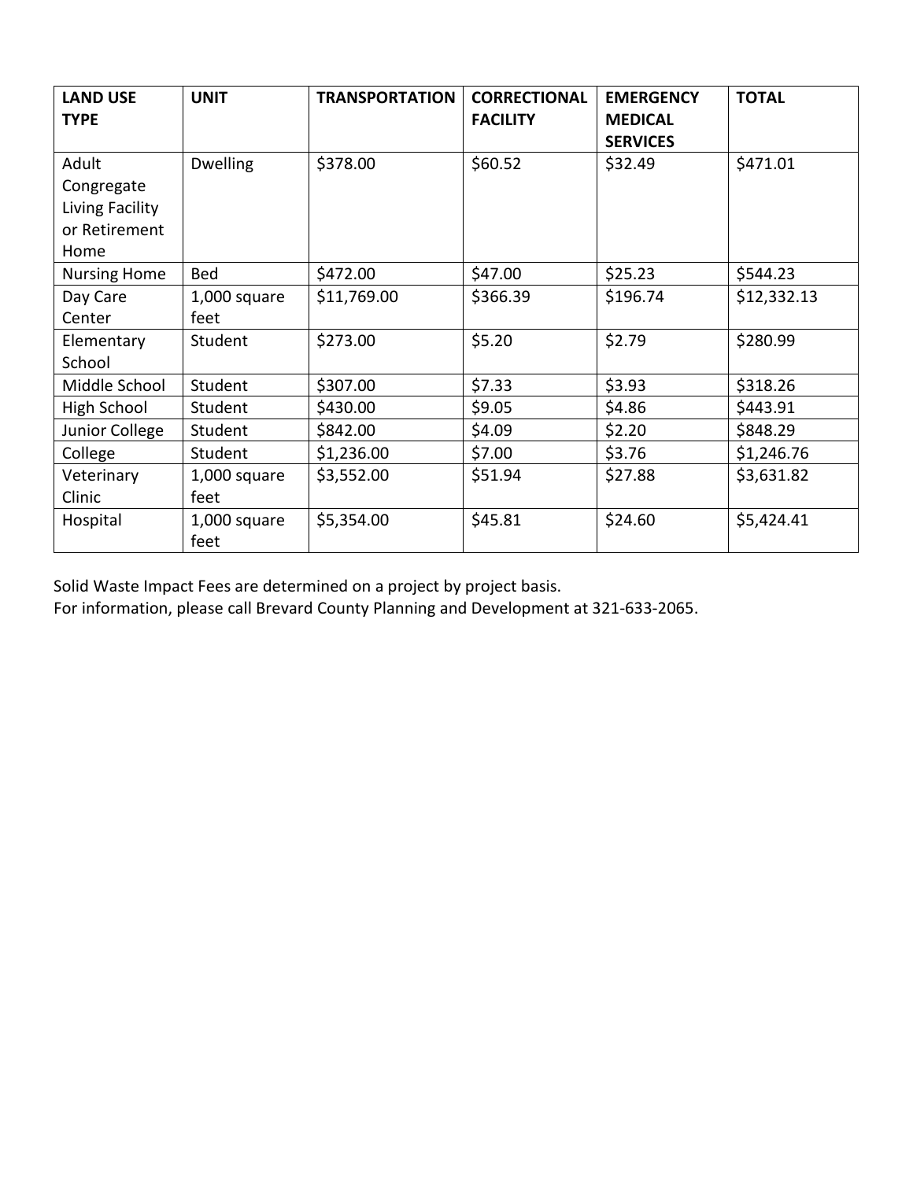| LAND USE TYPE | UNIT | TRANSPORTATION | CORRECTIONAL FACILITY | EMERGENCY MEDICAL SERVICES | TOTAL |
|---|---|---|---|---|---|
| Adult Congregate Living Facility or Retirement Home | Dwelling | $378.00 | $60.52 | $32.49 | $471.01 |
| Nursing Home | Bed | $472.00 | $47.00 | $25.23 | $544.23 |
| Day Care Center | 1,000 square feet | $11,769.00 | $366.39 | $196.74 | $12,332.13 |
| Elementary School | Student | $273.00 | $5.20 | $2.79 | $280.99 |
| Middle School | Student | $307.00 | $7.33 | $3.93 | $318.26 |
| High School | Student | $430.00 | $9.05 | $4.86 | $443.91 |
| Junior College | Student | $842.00 | $4.09 | $2.20 | $848.29 |
| College | Student | $1,236.00 | $7.00 | $3.76 | $1,246.76 |
| Veterinary Clinic | 1,000 square feet | $3,552.00 | $51.94 | $27.88 | $3,631.82 |
| Hospital | 1,000 square feet | $5,354.00 | $45.81 | $24.60 | $5,424.41 |

Solid Waste Impact Fees are determined on a project by project basis.
For information, please call Brevard County Planning and Development at 321-633-2065.